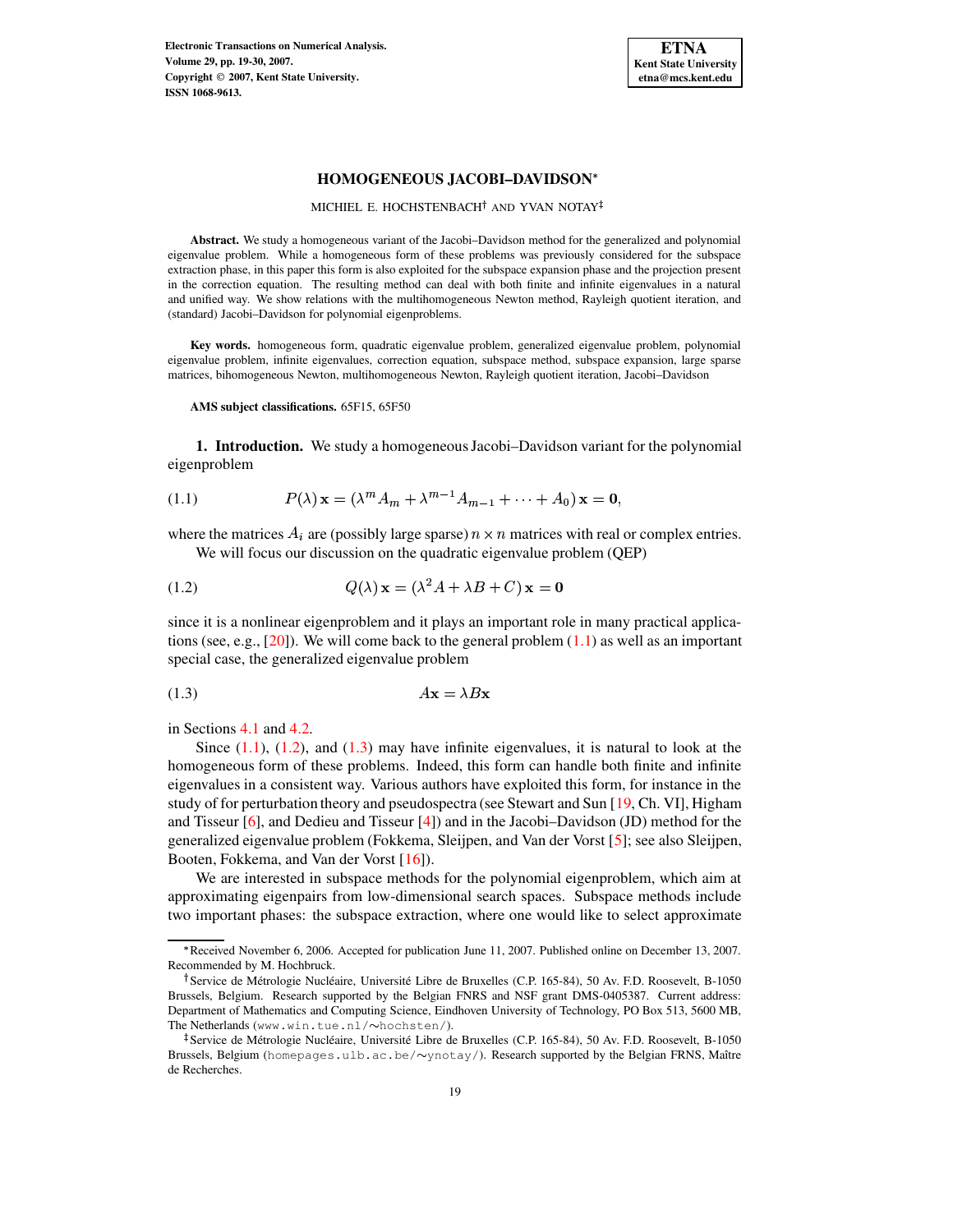# HOMOGENEOUS JACOBI–DAVIDSON*

MICHIEL E. HOCHSTENBACH† AND YVAN NOTAY‡

**Abstract.** We study a homogeneous variant of the Jacobi–Davidson method for the generalized and polynomial eigenvalue problem. While a homogeneous form of these problems was previously considered for the subspace extraction phase, in this paper this form is also exploited for the subspace expansion phase and the projection present in the correction equation. The resulting method can deal with both finite and infinite eigenvalues in a natural and unified way. We show relations with the multihomogeneous Newton method, Rayleigh quotient iteration, and (standard) Jacobi–Davidson for polynomial eigenproblems.

**Key words.** homogeneous form, quadratic eigenvalue problem, generalized eigenvalue problem, polynomial eigenvalue problem, infinite eigenvalues, correction equation, subspace method, subspace expansion, large sparse matrices, bihomogeneous Newton, multihomogeneous Newton, Rayleigh quotient iteration, Jacobi–Davidson

**AMS subject classifications.** 65F15, 65F50

## 1. Introduction.

We study a homogeneous Jacobi–Davidson variant for the polynomial eigenproblem

$$P(\lambda)\,\mathbf{x} = (\lambda^m A_m + \lambda^{m-1} A_{m-1} + \cdots + A_0)\,\mathbf{x} = \mathbf{0}, \tag{1.1}$$

where the matrices $A_i$ are (possibly large sparse) $n \times n$ matrices with real or complex entries.

We will focus our discussion on the quadratic eigenvalue problem (QEP)

$$Q(\lambda)\,\mathbf{x} = (\lambda^2 A + \lambda B + C)\,\mathbf{x} = \mathbf{0} \tag{1.2}$$

since it is a nonlinear eigenproblem and it plays an important role in many practical applications (see, e.g., [20]). We will come back to the general problem (1.1) as well as an important special case, the generalized eigenvalue problem

$$A\mathbf{x} = \lambda B\mathbf{x} \tag{1.3}$$

in Sections 4.1 and 4.2.

Since (1.1), (1.2), and (1.3) may have infinite eigenvalues, it is natural to look at the homogeneous form of these problems. Indeed, this form can handle both finite and infinite eigenvalues in a consistent way. Various authors have exploited this form, for instance in the study of for perturbation theory and pseudospectra (see Stewart and Sun [19, Ch. VI], Higham and Tisseur [6], and Dedieu and Tisseur [4]) and in the Jacobi–Davidson (JD) method for the generalized eigenvalue problem (Fokkema, Sleijpen, and Van der Vorst [5]; see also Sleijpen, Booten, Fokkema, and Van der Vorst [16]).

We are interested in subspace methods for the polynomial eigenproblem, which aim at approximating eigenpairs from low-dimensional search spaces. Subspace methods include two important phases: the subspace extraction, where one would like to select approximate

---

*Received November 6, 2006. Accepted for publication June 11, 2007. Published online on December 13, 2007. Recommended by M. Hochbruck.

†Service de Métrologie Nucléaire, Université Libre de Bruxelles (C.P. 165-84), 50 Av. F.D. Roosevelt, B-1050 Brussels, Belgium. Research supported by the Belgian FNRS and NSF grant DMS-0405387. Current address: Department of Mathematics and Computing Science, Eindhoven University of Technology, PO Box 513, 5600 MB, The Netherlands (www.win.tue.nl/∼hochsten/).

‡Service de Métrologie Nucléaire, Université Libre de Bruxelles (C.P. 165-84), 50 Av. F.D. Roosevelt, B-1050 Brussels, Belgium (homepages.ulb.ac.be/∼ynotay/). Research supported by the Belgian FRNS, Maître de Recherches.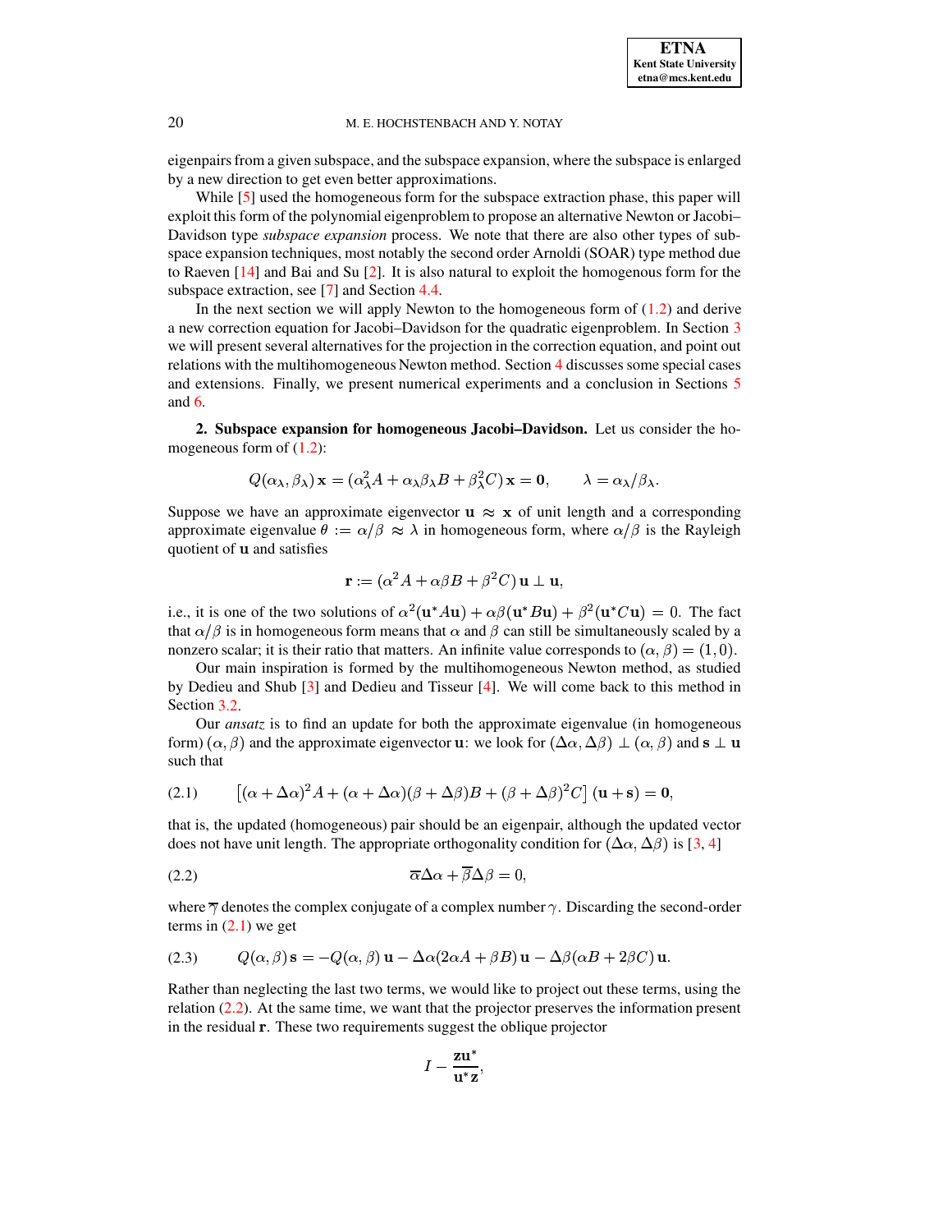eigenpairs from a given subspace, and the subspace expansion, where the subspace is enlarged by a new direction to get even better approximations.

While [5] used the homogeneous form for the subspace extraction phase, this paper will exploit this form of the polynomial eigenproblem to propose an alternative Newton or Jacobi–Davidson type *subspace expansion* process. We note that there are also other types of subspace expansion techniques, most notably the second order Arnoldi (SOAR) type method due to Raeven [14] and Bai and Su [2]. It is also natural to exploit the homogenous form for the subspace extraction, see [7] and Section 4.4.

In the next section we will apply Newton to the homogeneous form of (1.2) and derive a new correction equation for Jacobi–Davidson for the quadratic eigenproblem. In Section 3 we will present several alternatives for the projection in the correction equation, and point out relations with the multihomogeneous Newton method. Section 4 discusses some special cases and extensions. Finally, we present numerical experiments and a conclusion in Sections 5 and 6.

## 2. Subspace expansion for homogeneous Jacobi–Davidson.

Let us consider the homogeneous form of (1.2):

$$Q(\alpha_\lambda, \beta_\lambda)\,\mathbf{x} = (\alpha_\lambda^2 A + \alpha_\lambda \beta_\lambda B + \beta_\lambda^2 C)\,\mathbf{x} = \mathbf{0}, \qquad \lambda = \alpha_\lambda/\beta_\lambda.$$

Suppose we have an approximate eigenvector $\mathbf{u} \approx \mathbf{x}$ of unit length and a corresponding approximate eigenvalue $\theta := \alpha/\beta \approx \lambda$ in homogeneous form, where $\alpha/\beta$ is the Rayleigh quotient of $\mathbf{u}$ and satisfies

$$\mathbf{r} := (\alpha^2 A + \alpha\beta B + \beta^2 C)\,\mathbf{u} \perp \mathbf{u},$$

i.e., it is one of the two solutions of $\alpha^2(\mathbf{u}^*A\mathbf{u}) + \alpha\beta(\mathbf{u}^*B\mathbf{u}) + \beta^2(\mathbf{u}^*C\mathbf{u}) = 0$. The fact that $\alpha/\beta$ is in homogeneous form means that $\alpha$ and $\beta$ can still be simultaneously scaled by a nonzero scalar; it is their ratio that matters. An infinite value corresponds to $(\alpha, \beta) = (1, 0)$.

Our main inspiration is formed by the multihomogeneous Newton method, as studied by Dedieu and Shub [3] and Dedieu and Tisseur [4]. We will come back to this method in Section 3.2.

Our *ansatz* is to find an update for both the approximate eigenvalue (in homogeneous form) $(\alpha, \beta)$ and the approximate eigenvector $\mathbf{u}$: we look for $(\Delta\alpha, \Delta\beta) \perp (\alpha, \beta)$ and $\mathbf{s} \perp \mathbf{u}$ such that

$$\left[(\alpha + \Delta\alpha)^2 A + (\alpha + \Delta\alpha)(\beta + \Delta\beta) B + (\beta + \Delta\beta)^2 C\right](\mathbf{u} + \mathbf{s}) = \mathbf{0}, \tag{2.1}$$

that is, the updated (homogeneous) pair should be an eigenpair, although the updated vector does not have unit length. The appropriate orthogonality condition for $(\Delta\alpha, \Delta\beta)$ is [3, 4]

$$\overline{\alpha}\Delta\alpha + \overline{\beta}\Delta\beta = 0, \tag{2.2}$$

where $\overline{\gamma}$ denotes the complex conjugate of a complex number $\gamma$. Discarding the second-order terms in (2.1) we get

$$Q(\alpha, \beta)\,\mathbf{s} = -Q(\alpha, \beta)\,\mathbf{u} - \Delta\alpha(2\alpha A + \beta B)\,\mathbf{u} - \Delta\beta(\alpha B + 2\beta C)\,\mathbf{u}. \tag{2.3}$$

Rather than neglecting the last two terms, we would like to project out these terms, using the relation (2.2). At the same time, we want that the projector preserves the information present in the residual $\mathbf{r}$. These two requirements suggest the oblique projector

$$I - \frac{\mathbf{z}\mathbf{u}^*}{\mathbf{u}^*\mathbf{z}},$$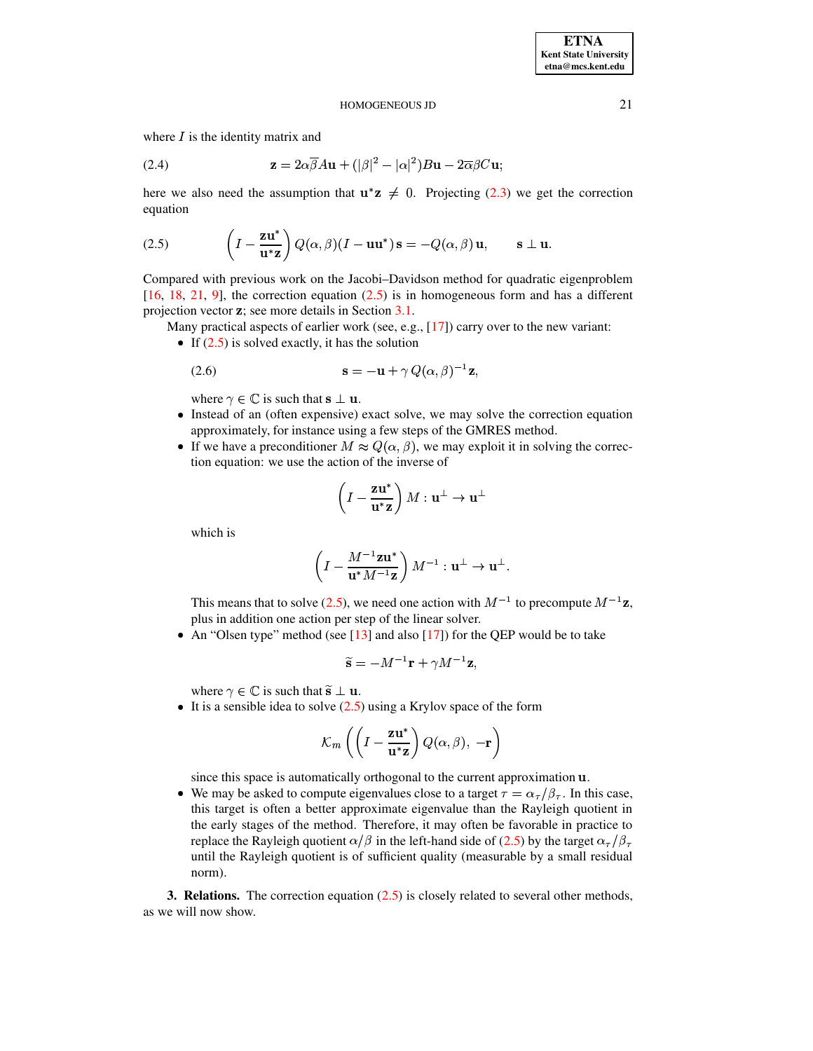where $I$ is the identity matrix and

$$\mathbf{z} = 2\alpha\overline{\beta}A\mathbf{u} + (|\beta|^2 - |\alpha|^2)B\mathbf{u} - 2\overline{\alpha}\beta C\mathbf{u}; \tag{2.4}$$

here we also need the assumption that $\mathbf{u}^*\mathbf{z} \neq 0$. Projecting (2.3) we get the correction equation

$$\left(I - \frac{\mathbf{z}\mathbf{u}^*}{\mathbf{u}^*\mathbf{z}}\right) Q(\alpha, \beta)(I - \mathbf{u}\mathbf{u}^*)\,\mathbf{s} = -Q(\alpha, \beta)\,\mathbf{u}, \qquad \mathbf{s} \perp \mathbf{u}. \tag{2.5}$$

Compared with previous work on the Jacobi–Davidson method for quadratic eigenproblem [16, 18, 21, 9], the correction equation (2.5) is in homogeneous form and has a different projection vector $\mathbf{z}$; see more details in Section 3.1.

Many practical aspects of earlier work (see, e.g., [17]) carry over to the new variant:

- If (2.5) is solved exactly, it has the solution

  $$\mathbf{s} = -\mathbf{u} + \gamma\, Q(\alpha, \beta)^{-1}\mathbf{z}, \tag{2.6}$$

  where $\gamma \in \mathbb{C}$ is such that $\mathbf{s} \perp \mathbf{u}$.
- Instead of an (often expensive) exact solve, we may solve the correction equation approximately, for instance using a few steps of the GMRES method.
- If we have a preconditioner $M \approx Q(\alpha, \beta)$, we may exploit it in solving the correction equation: we use the action of the inverse of

  $$\left(I - \frac{\mathbf{z}\mathbf{u}^*}{\mathbf{u}^*\mathbf{z}}\right) M : \mathbf{u}^\perp \to \mathbf{u}^\perp$$

  which is

  $$\left(I - \frac{M^{-1}\mathbf{z}\mathbf{u}^*}{\mathbf{u}^* M^{-1}\mathbf{z}}\right) M^{-1} : \mathbf{u}^\perp \to \mathbf{u}^\perp.$$

  This means that to solve (2.5), we need one action with $M^{-1}$ to precompute $M^{-1}\mathbf{z}$, plus in addition one action per step of the linear solver.
- An "Olsen type" method (see [13] and also [17]) for the QEP would be to take

  $$\widetilde{\mathbf{s}} = -M^{-1}\mathbf{r} + \gamma M^{-1}\mathbf{z},$$

  where $\gamma \in \mathbb{C}$ is such that $\widetilde{\mathbf{s}} \perp \mathbf{u}$.
- It is a sensible idea to solve (2.5) using a Krylov space of the form

  $$\mathcal{K}_m\left(\left(I - \frac{\mathbf{z}\mathbf{u}^*}{\mathbf{u}^*\mathbf{z}}\right) Q(\alpha, \beta),\ -\mathbf{r}\right)$$

  since this space is automatically orthogonal to the current approximation $\mathbf{u}$.
- We may be asked to compute eigenvalues close to a target $\tau = \alpha_\tau/\beta_\tau$. In this case, this target is often a better approximate eigenvalue than the Rayleigh quotient in the early stages of the method. Therefore, it may often be favorable in practice to replace the Rayleigh quotient $\alpha/\beta$ in the left-hand side of (2.5) by the target $\alpha_\tau/\beta_\tau$ until the Rayleigh quotient is of sufficient quality (measurable by a small residual norm).

**3. Relations.** The correction equation (2.5) is closely related to several other methods, as we will now show.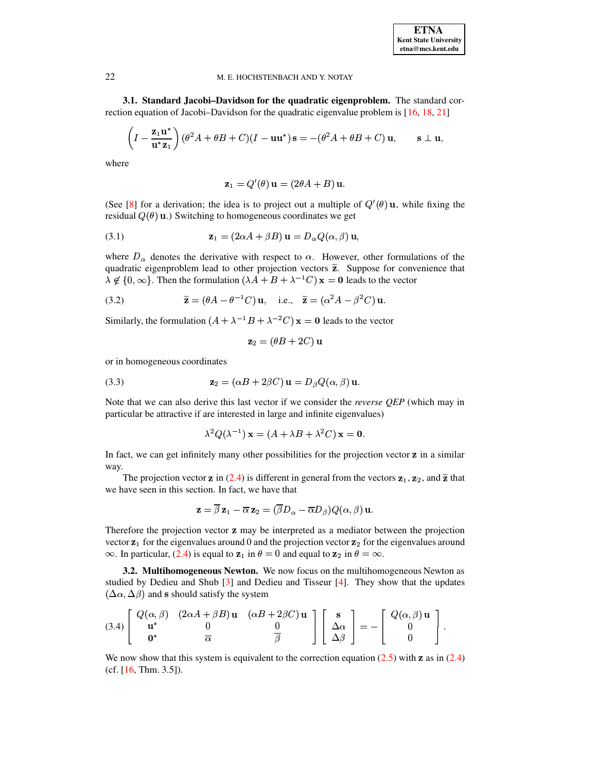### 3.1. Standard Jacobi–Davidson for the quadratic eigenproblem.

The standard correction equation of Jacobi–Davidson for the quadratic eigenvalue problem is [16, 18, 21]

$$\left(I - \frac{\mathbf{z}_1 \mathbf{u}^*}{\mathbf{u}^* \mathbf{z}_1}\right)(\theta^2 A + \theta B + C)(I - \mathbf{u}\mathbf{u}^*)\,\mathbf{s} = -(\theta^2 A + \theta B + C)\,\mathbf{u}, \qquad \mathbf{s} \perp \mathbf{u},$$

where

$$\mathbf{z}_1 = Q'(\theta)\,\mathbf{u} = (2\theta A + B)\,\mathbf{u}.$$

(See [8] for a derivation; the idea is to project out a multiple of $Q'(\theta)\,\mathbf{u}$, while fixing the residual $Q(\theta)\,\mathbf{u}$.) Switching to homogeneous coordinates we get

$$\mathbf{z}_1 = (2\alpha A + \beta B)\,\mathbf{u} = D_\alpha Q(\alpha, \beta)\,\mathbf{u}, \tag{3.1}$$

where $D_\alpha$ denotes the derivative with respect to $\alpha$. However, other formulations of the quadratic eigenproblem lead to other projection vectors $\widetilde{\mathbf{z}}$. Suppose for convenience that $\lambda \notin \{0, \infty\}$. Then the formulation $(\lambda A + B + \lambda^{-1} C)\,\mathbf{x} = \mathbf{0}$ leads to the vector

$$\widetilde{\mathbf{z}} = (\theta A - \theta^{-1} C)\,\mathbf{u}, \quad \text{i.e.,} \quad \widetilde{\mathbf{z}} = (\alpha^2 A - \beta^2 C)\,\mathbf{u}. \tag{3.2}$$

Similarly, the formulation $(A + \lambda^{-1} B + \lambda^{-2} C)\,\mathbf{x} = \mathbf{0}$ leads to the vector

$$\mathbf{z}_2 = (\theta B + 2C)\,\mathbf{u}$$

or in homogeneous coordinates

$$\mathbf{z}_2 = (\alpha B + 2\beta C)\,\mathbf{u} = D_\beta Q(\alpha, \beta)\,\mathbf{u}. \tag{3.3}$$

Note that we can also derive this last vector if we consider the *reverse QEP* (which may in particular be attractive if are interested in large and infinite eigenvalues)

$$\lambda^2 Q(\lambda^{-1})\,\mathbf{x} = (A + \lambda B + \lambda^2 C)\,\mathbf{x} = \mathbf{0}.$$

In fact, we can get infinitely many other possibilities for the projection vector $\mathbf{z}$ in a similar way.

The projection vector $\mathbf{z}$ in (2.4) is different in general from the vectors $\mathbf{z}_1$, $\mathbf{z}_2$, and $\widetilde{\mathbf{z}}$ that we have seen in this section. In fact, we have that

$$\mathbf{z} = \overline{\beta}\,\mathbf{z}_1 - \overline{\alpha}\,\mathbf{z}_2 = (\overline{\beta} D_\alpha - \overline{\alpha} D_\beta) Q(\alpha, \beta)\,\mathbf{u}.$$

Therefore the projection vector $\mathbf{z}$ may be interpreted as a mediator between the projection vector $\mathbf{z}_1$ for the eigenvalues around 0 and the projection vector $\mathbf{z}_2$ for the eigenvalues around $\infty$. In particular, (2.4) is equal to $\mathbf{z}_1$ in $\theta = 0$ and equal to $\mathbf{z}_2$ in $\theta = \infty$.

### 3.2. Multihomogeneous Newton.

We now focus on the multihomogeneous Newton as studied by Dedieu and Shub [3] and Dedieu and Tisseur [4]. They show that the updates $(\Delta\alpha, \Delta\beta)$ and $\mathbf{s}$ should satisfy the system

$$\begin{bmatrix} Q(\alpha, \beta) & (2\alpha A + \beta B)\,\mathbf{u} & (\alpha B + 2\beta C)\,\mathbf{u} \\ \mathbf{u}^* & 0 & 0 \\ \mathbf{0}^* & \overline{\alpha} & \overline{\beta} \end{bmatrix} \begin{bmatrix} \mathbf{s} \\ \Delta\alpha \\ \Delta\beta \end{bmatrix} = - \begin{bmatrix} Q(\alpha, \beta)\,\mathbf{u} \\ 0 \\ 0 \end{bmatrix}. \tag{3.4}$$

We now show that this system is equivalent to the correction equation (2.5) with $\mathbf{z}$ as in (2.4) (cf. [16, Thm. 3.5]).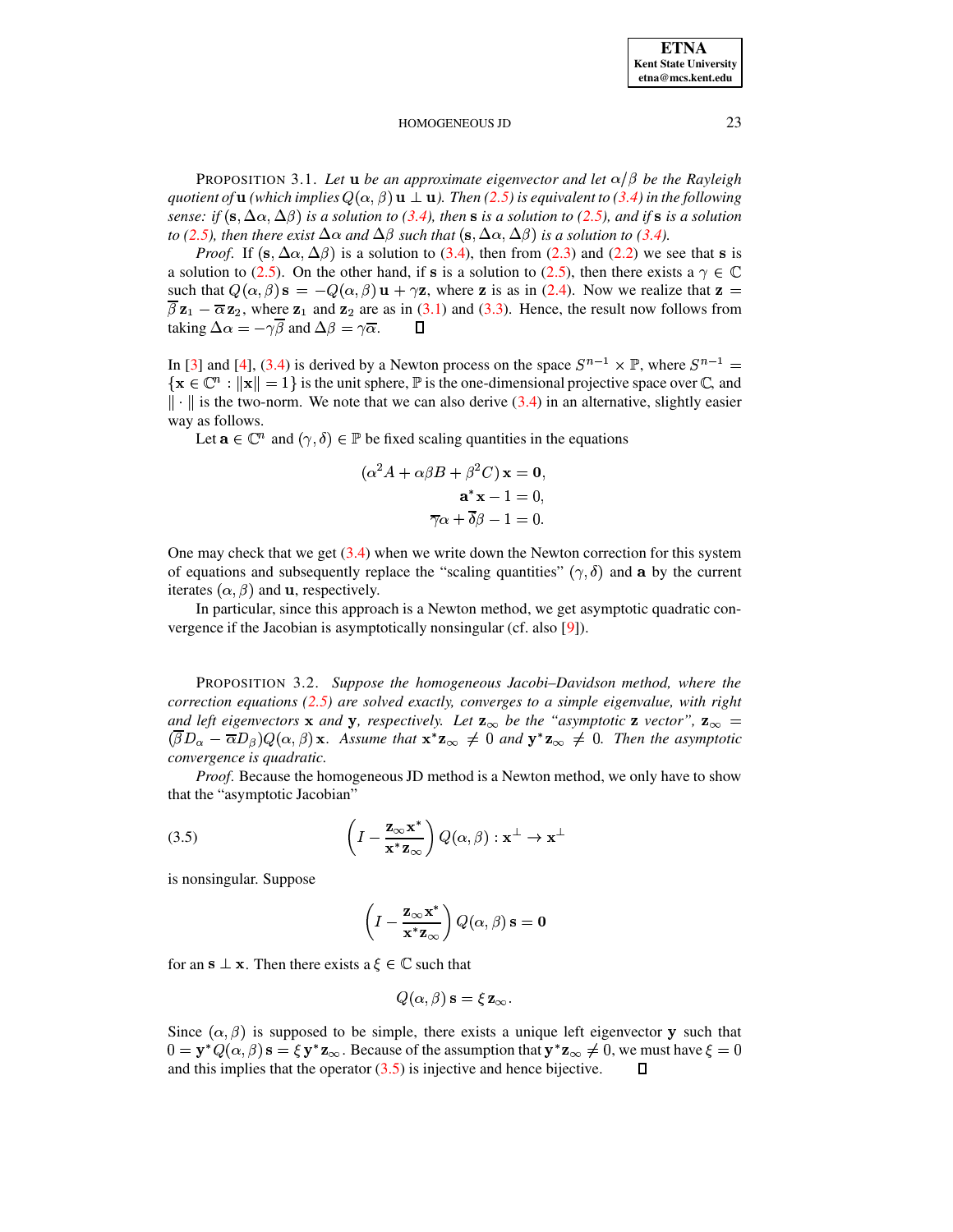PROPOSITION 3.1. *Let $\mathbf{u}$ be an approximate eigenvector and let $\alpha/\beta$ be the Rayleigh quotient of $\mathbf{u}$ (which implies $Q(\alpha,\beta)\,\mathbf{u} \perp \mathbf{u}$). Then (2.5) is equivalent to (3.4) in the following sense: if $(\mathbf{s}, \Delta\alpha, \Delta\beta)$ is a solution to (3.4), then $\mathbf{s}$ is a solution to (2.5), and if $\mathbf{s}$ is a solution to (2.5), then there exist $\Delta\alpha$ and $\Delta\beta$ such that $(\mathbf{s}, \Delta\alpha, \Delta\beta)$ is a solution to (3.4).*

*Proof.* If $(\mathbf{s}, \Delta\alpha, \Delta\beta)$ is a solution to (3.4), then from (2.3) and (2.2) we see that $\mathbf{s}$ is a solution to (2.5). On the other hand, if $\mathbf{s}$ is a solution to (2.5), then there exists a $\gamma \in \mathbb{C}$ such that $Q(\alpha,\beta)\,\mathbf{s} = -Q(\alpha,\beta)\,\mathbf{u} + \gamma\mathbf{z}$, where $\mathbf{z}$ is as in (2.4). Now we realize that $\mathbf{z} = \overline{\beta}\,\mathbf{z}_1 - \overline{\alpha}\,\mathbf{z}_2$, where $\mathbf{z}_1$ and $\mathbf{z}_2$ are as in (3.1) and (3.3). Hence, the result now follows from taking $\Delta\alpha = -\gamma\overline{\beta}$ and $\Delta\beta = \gamma\overline{\alpha}$. ∎

In [3] and [4], (3.4) is derived by a Newton process on the space $S^{n-1} \times \mathbb{P}$, where $S^{n-1} = \{\mathbf{x} \in \mathbb{C}^n : \|\mathbf{x}\| = 1\}$ is the unit sphere, $\mathbb{P}$ is the one-dimensional projective space over $\mathbb{C}$, and $\|\cdot\|$ is the two-norm. We note that we can also derive (3.4) in an alternative, slightly easier way as follows.

Let $\mathbf{a} \in \mathbb{C}^n$ and $(\gamma,\delta) \in \mathbb{P}$ be fixed scaling quantities in the equations

$$
\begin{aligned}
(\alpha^2 A + \alpha\beta B + \beta^2 C)\,\mathbf{x} &= \mathbf{0},\\
\mathbf{a}^*\mathbf{x} - 1 &= 0,\\
\overline{\gamma}\alpha + \overline{\delta}\beta - 1 &= 0.
\end{aligned}
$$

One may check that we get (3.4) when we write down the Newton correction for this system of equations and subsequently replace the "scaling quantities" $(\gamma,\delta)$ and $\mathbf{a}$ by the current iterates $(\alpha,\beta)$ and $\mathbf{u}$, respectively.

In particular, since this approach is a Newton method, we get asymptotic quadratic convergence if the Jacobian is asymptotically nonsingular (cf. also [9]).

PROPOSITION 3.2. *Suppose the homogeneous Jacobi–Davidson method, where the correction equations (2.5) are solved exactly, converges to a simple eigenvalue, with right and left eigenvectors $\mathbf{x}$ and $\mathbf{y}$, respectively. Let $\mathbf{z}_\infty$ be the "asymptotic $\mathbf{z}$ vector", $\mathbf{z}_\infty = (\overline{\beta}D_\alpha - \overline{\alpha}D_\beta)Q(\alpha,\beta)\,\mathbf{x}$. Assume that $\mathbf{x}^*\mathbf{z}_\infty \neq 0$ and $\mathbf{y}^*\mathbf{z}_\infty \neq 0$. Then the asymptotic convergence is quadratic.*

*Proof.* Because the homogeneous JD method is a Newton method, we only have to show that the "asymptotic Jacobian"

$$
\left(I - \frac{\mathbf{z}_\infty\mathbf{x}^*}{\mathbf{x}^*\mathbf{z}_\infty}\right) Q(\alpha,\beta) : \mathbf{x}^\perp \to \mathbf{x}^\perp \tag{3.5}
$$

is nonsingular. Suppose

$$
\left(I - \frac{\mathbf{z}_\infty\mathbf{x}^*}{\mathbf{x}^*\mathbf{z}_\infty}\right) Q(\alpha,\beta)\,\mathbf{s} = \mathbf{0}
$$

for an $\mathbf{s} \perp \mathbf{x}$. Then there exists a $\xi \in \mathbb{C}$ such that

$$
Q(\alpha,\beta)\,\mathbf{s} = \xi\,\mathbf{z}_\infty.
$$

Since $(\alpha,\beta)$ is supposed to be simple, there exists a unique left eigenvector $\mathbf{y}$ such that $0 = \mathbf{y}^*Q(\alpha,\beta)\,\mathbf{s} = \xi\,\mathbf{y}^*\mathbf{z}_\infty$. Because of the assumption that $\mathbf{y}^*\mathbf{z}_\infty \neq 0$, we must have $\xi = 0$ and this implies that the operator (3.5) is injective and hence bijective. ∎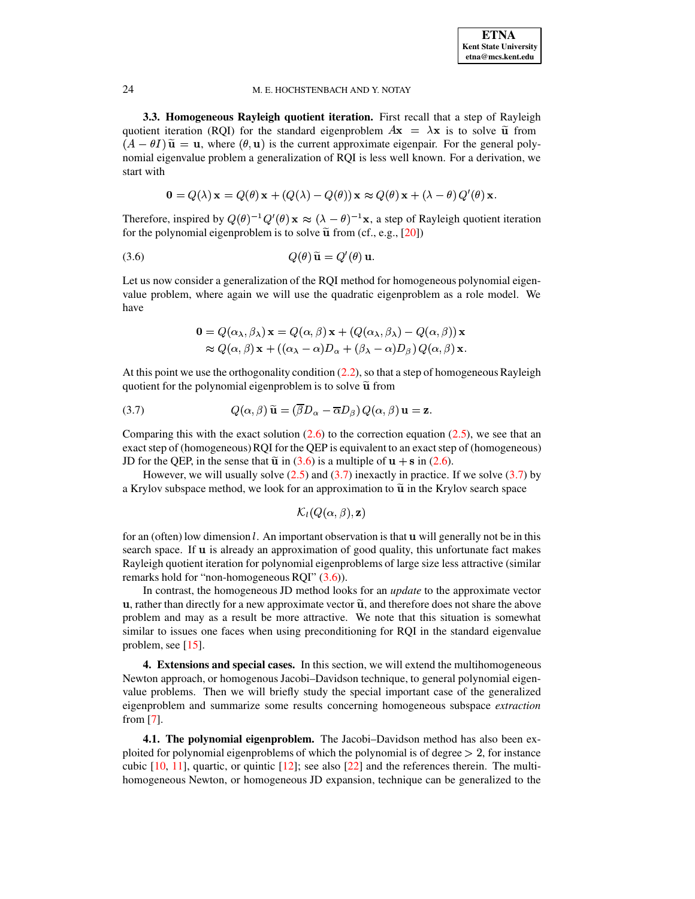**3.3. Homogeneous Rayleigh quotient iteration.** First recall that a step of Rayleigh quotient iteration (RQI) for the standard eigenproblem $A\mathbf{x} = \lambda\mathbf{x}$ is to solve $\widetilde{\mathbf{u}}$ from $(A - \theta I)\,\widetilde{\mathbf{u}} = \mathbf{u}$, where $(\theta, \mathbf{u})$ is the current approximate eigenpair. For the general polynomial eigenvalue problem a generalization of RQI is less well known. For a derivation, we start with

$$\mathbf{0} = Q(\lambda)\,\mathbf{x} = Q(\theta)\,\mathbf{x} + (Q(\lambda) - Q(\theta))\,\mathbf{x} \approx Q(\theta)\,\mathbf{x} + (\lambda - \theta)\,Q'(\theta)\,\mathbf{x}.$$

Therefore, inspired by $Q(\theta)^{-1}Q'(\theta)\,\mathbf{x} \approx (\lambda - \theta)^{-1}\mathbf{x}$, a step of Rayleigh quotient iteration for the polynomial eigenproblem is to solve $\widetilde{\mathbf{u}}$ from (cf., e.g., [20])

$$Q(\theta)\,\widetilde{\mathbf{u}} = Q'(\theta)\,\mathbf{u}. \tag{3.6}$$

Let us now consider a generalization of the RQI method for homogeneous polynomial eigenvalue problem, where again we will use the quadratic eigenproblem as a role model. We have

$$\begin{aligned} \mathbf{0} = Q(\alpha_\lambda, \beta_\lambda)\,\mathbf{x} &= Q(\alpha, \beta)\,\mathbf{x} + (Q(\alpha_\lambda, \beta_\lambda) - Q(\alpha, \beta))\,\mathbf{x} \\ &\approx Q(\alpha, \beta)\,\mathbf{x} + ((\alpha_\lambda - \alpha)D_\alpha + (\beta_\lambda - \alpha)D_\beta)\,Q(\alpha, \beta)\,\mathbf{x}. \end{aligned}$$

At this point we use the orthogonality condition (2.2), so that a step of homogeneous Rayleigh quotient for the polynomial eigenproblem is to solve $\widetilde{\mathbf{u}}$ from

$$Q(\alpha, \beta)\,\widetilde{\mathbf{u}} = (\overline{\beta}D_\alpha - \overline{\alpha}D_\beta)\,Q(\alpha, \beta)\,\mathbf{u} = \mathbf{z}. \tag{3.7}$$

Comparing this with the exact solution (2.6) to the correction equation (2.5), we see that an exact step of (homogeneous) RQI for the QEP is equivalent to an exact step of (homogeneous) JD for the QEP, in the sense that $\widetilde{\mathbf{u}}$ in (3.6) is a multiple of $\mathbf{u} + \mathbf{s}$ in (2.6).

However, we will usually solve (2.5) and (3.7) inexactly in practice. If we solve (3.7) by a Krylov subspace method, we look for an approximation to $\widetilde{\mathbf{u}}$ in the Krylov search space

$$\mathcal{K}_l(Q(\alpha, \beta), \mathbf{z})$$

for an (often) low dimension $l$. An important observation is that $\mathbf{u}$ will generally not be in this search space. If $\mathbf{u}$ is already an approximation of good quality, this unfortunate fact makes Rayleigh quotient iteration for polynomial eigenproblems of large size less attractive (similar remarks hold for "non-homogeneous RQI" (3.6)).

In contrast, the homogeneous JD method looks for an *update* to the approximate vector $\mathbf{u}$, rather than directly for a new approximate vector $\widetilde{\mathbf{u}}$, and therefore does not share the above problem and may as a result be more attractive. We note that this situation is somewhat similar to issues one faces when using preconditioning for RQI in the standard eigenvalue problem, see [15].

## 4. Extensions and special cases.

In this section, we will extend the multihomogeneous Newton approach, or homogenous Jacobi–Davidson technique, to general polynomial eigenvalue problems. Then we will briefly study the special important case of the generalized eigenproblem and summarize some results concerning homogeneous subspace *extraction* from [7].

**4.1. The polynomial eigenproblem.** The Jacobi–Davidson method has also been exploited for polynomial eigenproblems of which the polynomial is of degree $> 2$, for instance cubic [10, 11], quartic, or quintic [12]; see also [22] and the references therein. The multihomogeneous Newton, or homogeneous JD expansion, technique can be generalized to the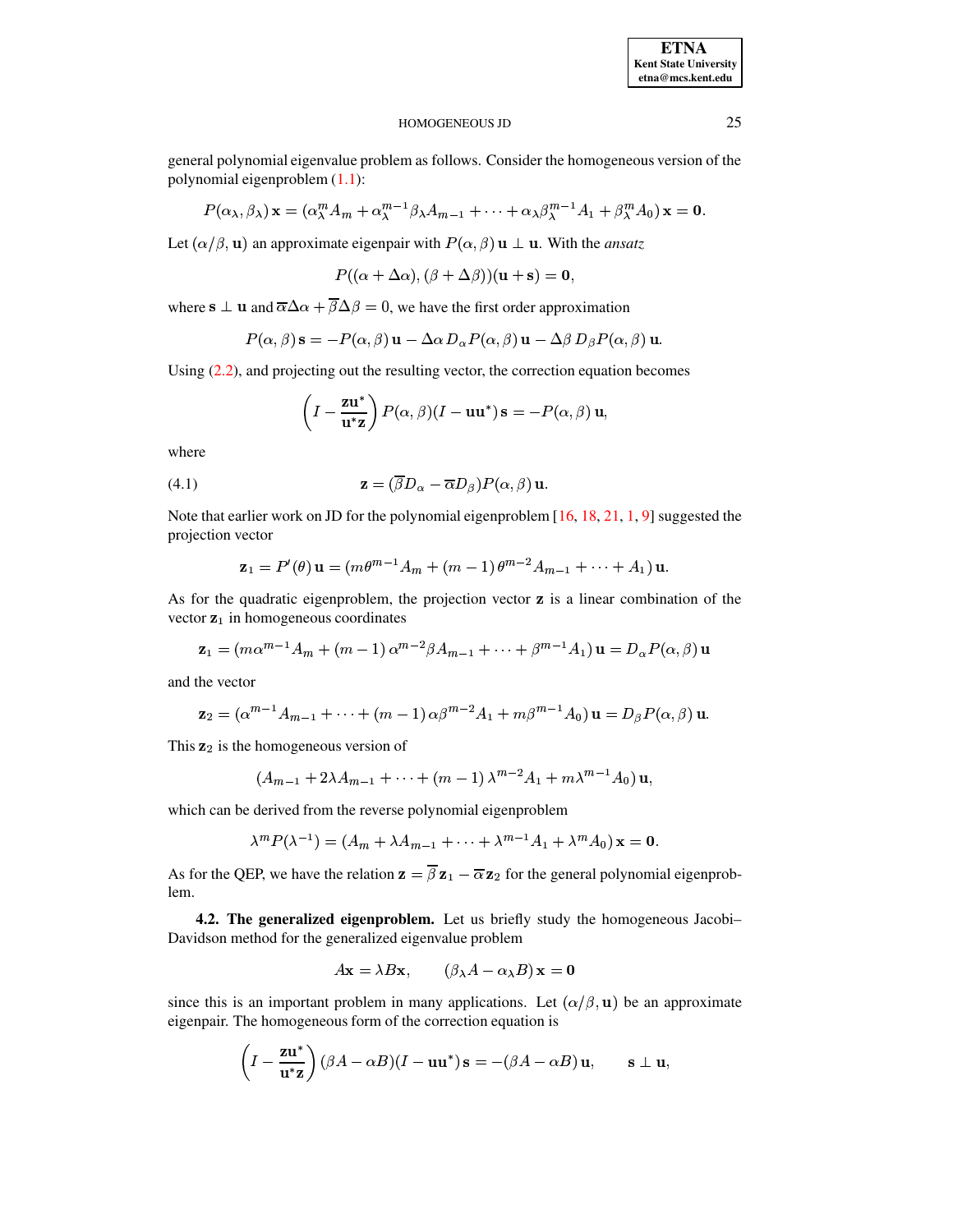general polynomial eigenvalue problem as follows. Consider the homogeneous version of the polynomial eigenproblem (1.1):

$$P(\alpha_\lambda, \beta_\lambda)\,\mathbf{x} = (\alpha_\lambda^m A_m + \alpha_\lambda^{m-1}\beta_\lambda A_{m-1} + \cdots + \alpha_\lambda \beta_\lambda^{m-1} A_1 + \beta_\lambda^m A_0)\,\mathbf{x} = \mathbf{0}.$$

Let $(\alpha/\beta, \mathbf{u})$ an approximate eigenpair with $P(\alpha, \beta)\,\mathbf{u} \perp \mathbf{u}$. With the *ansatz*

$$P((\alpha + \Delta\alpha), (\beta + \Delta\beta))(\mathbf{u} + \mathbf{s}) = \mathbf{0},$$

where $\mathbf{s} \perp \mathbf{u}$ and $\overline{\alpha}\Delta\alpha + \overline{\beta}\Delta\beta = 0$, we have the first order approximation

$$P(\alpha, \beta)\,\mathbf{s} = -P(\alpha, \beta)\,\mathbf{u} - \Delta\alpha\, D_\alpha P(\alpha, \beta)\,\mathbf{u} - \Delta\beta\, D_\beta P(\alpha, \beta)\,\mathbf{u}.$$

Using (2.2), and projecting out the resulting vector, the correction equation becomes

$$\left(I - \frac{\mathbf{z}\mathbf{u}^*}{\mathbf{u}^*\mathbf{z}}\right) P(\alpha, \beta)(I - \mathbf{u}\mathbf{u}^*)\,\mathbf{s} = -P(\alpha, \beta)\,\mathbf{u},$$

where

$$\mathbf{z} = (\overline{\beta} D_\alpha - \overline{\alpha} D_\beta) P(\alpha, \beta)\,\mathbf{u}. \tag{4.1}$$

Note that earlier work on JD for the polynomial eigenproblem [16, 18, 21, 1, 9] suggested the projection vector

$$\mathbf{z}_1 = P'(\theta)\,\mathbf{u} = (m\theta^{m-1} A_m + (m-1)\,\theta^{m-2} A_{m-1} + \cdots + A_1)\,\mathbf{u}.$$

As for the quadratic eigenproblem, the projection vector $\mathbf{z}$ is a linear combination of the vector $\mathbf{z}_1$ in homogeneous coordinates

$$\mathbf{z}_1 = (m\alpha^{m-1} A_m + (m-1)\,\alpha^{m-2}\beta A_{m-1} + \cdots + \beta^{m-1} A_1)\,\mathbf{u} = D_\alpha P(\alpha, \beta)\,\mathbf{u}$$

and the vector

$$\mathbf{z}_2 = (\alpha^{m-1} A_{m-1} + \cdots + (m-1)\,\alpha\beta^{m-2} A_1 + m\beta^{m-1} A_0)\,\mathbf{u} = D_\beta P(\alpha, \beta)\,\mathbf{u}.$$

This $\mathbf{z}_2$ is the homogeneous version of

$$(A_{m-1} + 2\lambda A_{m-1} + \cdots + (m-1)\,\lambda^{m-2} A_1 + m\lambda^{m-1} A_0)\,\mathbf{u},$$

which can be derived from the reverse polynomial eigenproblem

$$\lambda^m P(\lambda^{-1}) = (A_m + \lambda A_{m-1} + \cdots + \lambda^{m-1} A_1 + \lambda^m A_0)\,\mathbf{x} = \mathbf{0}.$$

As for the QEP, we have the relation $\mathbf{z} = \overline{\beta}\,\mathbf{z}_1 - \overline{\alpha}\,\mathbf{z}_2$ for the general polynomial eigenproblem.

**4.2. The generalized eigenproblem.** Let us briefly study the homogeneous Jacobi–Davidson method for the generalized eigenvalue problem

$$A\mathbf{x} = \lambda B\mathbf{x}, \qquad (\beta_\lambda A - \alpha_\lambda B)\,\mathbf{x} = \mathbf{0}$$

since this is an important problem in many applications. Let $(\alpha/\beta, \mathbf{u})$ be an approximate eigenpair. The homogeneous form of the correction equation is

$$\left(I - \frac{\mathbf{z}\mathbf{u}^*}{\mathbf{u}^*\mathbf{z}}\right)(\beta A - \alpha B)(I - \mathbf{u}\mathbf{u}^*)\,\mathbf{s} = -(\beta A - \alpha B)\,\mathbf{u}, \qquad \mathbf{s} \perp \mathbf{u},$$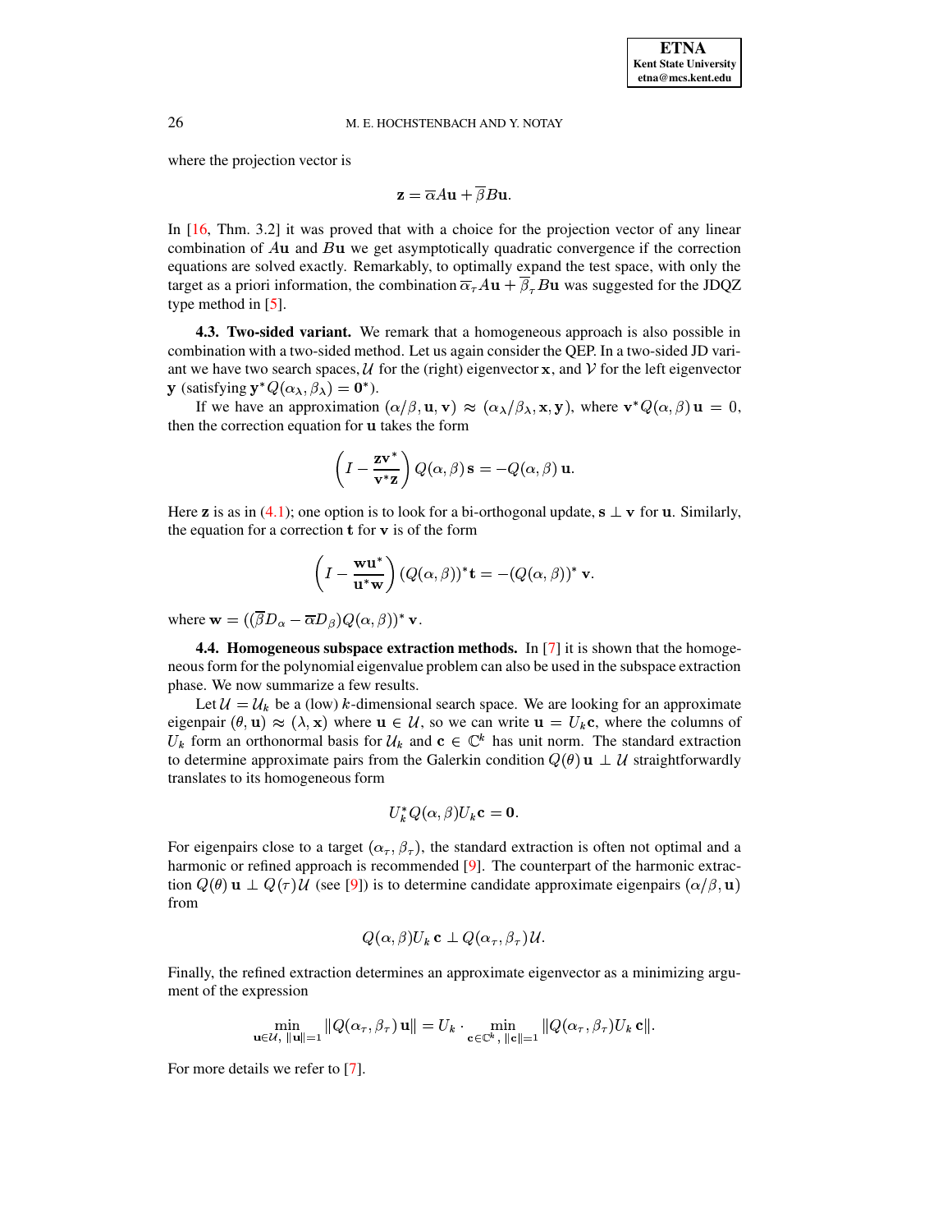where the projection vector is

$$\mathbf{z} = \overline{\alpha} A\mathbf{u} + \overline{\beta} B\mathbf{u}.$$

In [16, Thm. 3.2] it was proved that with a choice for the projection vector of any linear combination of $A\mathbf{u}$ and $B\mathbf{u}$ we get asymptotically quadratic convergence if the correction equations are solved exactly. Remarkably, to optimally expand the test space, with only the target as a priori information, the combination $\overline{\alpha_\tau} A\mathbf{u} + \overline{\beta_\tau} B\mathbf{u}$ was suggested for the JDQZ type method in [5].

**4.3. Two-sided variant.** We remark that a homogeneous approach is also possible in combination with a two-sided method. Let us again consider the QEP. In a two-sided JD variant we have two search spaces, $\mathcal{U}$ for the (right) eigenvector $\mathbf{x}$, and $\mathcal{V}$ for the left eigenvector $\mathbf{y}$ (satisfying $\mathbf{y}^* Q(\alpha_\lambda, \beta_\lambda) = \mathbf{0}^*$).

If we have an approximation $(\alpha/\beta, \mathbf{u}, \mathbf{v}) \approx (\alpha_\lambda/\beta_\lambda, \mathbf{x}, \mathbf{y})$, where $\mathbf{v}^* Q(\alpha, \beta)\,\mathbf{u} = 0$, then the correction equation for $\mathbf{u}$ takes the form

$$\left(I - \frac{\mathbf{z}\mathbf{v}^*}{\mathbf{v}^*\mathbf{z}}\right) Q(\alpha, \beta)\,\mathbf{s} = -Q(\alpha, \beta)\,\mathbf{u}.$$

Here $\mathbf{z}$ is as in (4.1); one option is to look for a bi-orthogonal update, $\mathbf{s} \perp \mathbf{v}$ for $\mathbf{u}$. Similarly, the equation for a correction $\mathbf{t}$ for $\mathbf{v}$ is of the form

$$\left(I - \frac{\mathbf{w}\mathbf{u}^*}{\mathbf{u}^*\mathbf{w}}\right) (Q(\alpha, \beta))^* \mathbf{t} = -(Q(\alpha, \beta))^*\,\mathbf{v}.$$

where $\mathbf{w} = ((\overline{\beta} D_\alpha - \overline{\alpha} D_\beta) Q(\alpha, \beta))^*\,\mathbf{v}$.

**4.4. Homogeneous subspace extraction methods.** In [7] it is shown that the homogeneous form for the polynomial eigenvalue problem can also be used in the subspace extraction phase. We now summarize a few results.

Let $\mathcal{U} = \mathcal{U}_k$ be a (low) $k$-dimensional search space. We are looking for an approximate eigenpair $(\theta, \mathbf{u}) \approx (\lambda, \mathbf{x})$ where $\mathbf{u} \in \mathcal{U}$, so we can write $\mathbf{u} = U_k \mathbf{c}$, where the columns of $U_k$ form an orthonormal basis for $\mathcal{U}_k$ and $\mathbf{c} \in \mathbb{C}^k$ has unit norm. The standard extraction to determine approximate pairs from the Galerkin condition $Q(\theta)\,\mathbf{u} \perp \mathcal{U}$ straightforwardly translates to its homogeneous form

$$U_k^* Q(\alpha, \beta) U_k \mathbf{c} = \mathbf{0}.$$

For eigenpairs close to a target $(\alpha_\tau, \beta_\tau)$, the standard extraction is often not optimal and a harmonic or refined approach is recommended [9]. The counterpart of the harmonic extraction $Q(\theta)\,\mathbf{u} \perp Q(\tau)\mathcal{U}$ (see [9]) is to determine candidate approximate eigenpairs $(\alpha/\beta, \mathbf{u})$ from

$$Q(\alpha, \beta) U_k\, \mathbf{c} \perp Q(\alpha_\tau, \beta_\tau)\mathcal{U}.$$

Finally, the refined extraction determines an approximate eigenvector as a minimizing argument of the expression

$$\min_{\mathbf{u} \in \mathcal{U},\ \|\mathbf{u}\|=1} \|Q(\alpha_\tau, \beta_\tau)\,\mathbf{u}\| = U_k \cdot \min_{\mathbf{c} \in \mathbb{C}^k,\ \|\mathbf{c}\|=1} \|Q(\alpha_\tau, \beta_\tau) U_k\, \mathbf{c}\|.$$

For more details we refer to [7].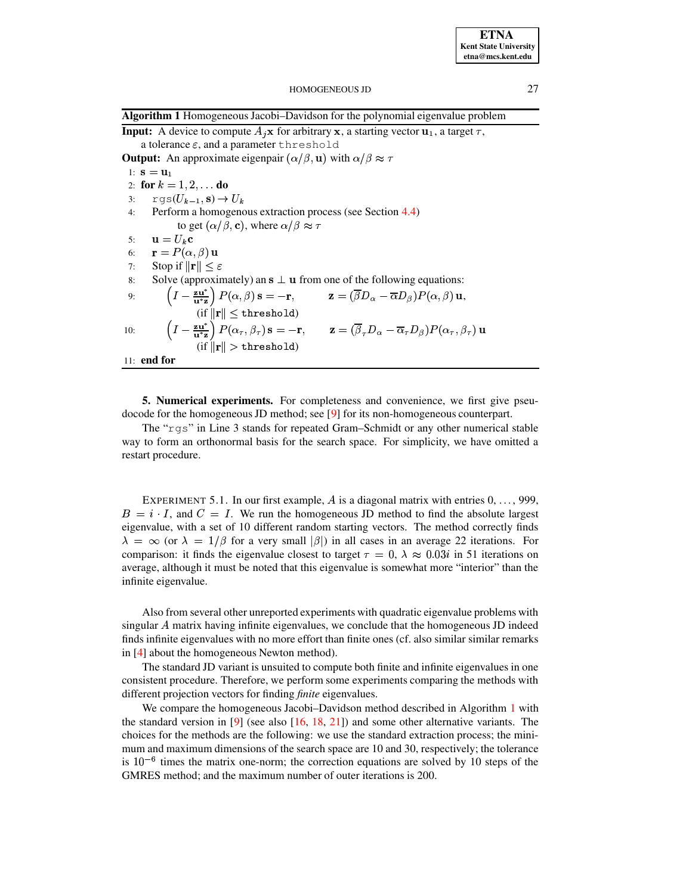**Algorithm 1** Homogeneous Jacobi–Davidson for the polynomial eigenvalue problem

**Input:** A device to compute $A_j\mathbf{x}$ for arbitrary $\mathbf{x}$, a starting vector $\mathbf{u}_1$, a target $\tau$, a tolerance $\varepsilon$, and a parameter `threshold`

**Output:** An approximate eigenpair $(\alpha/\beta, \mathbf{u})$ with $\alpha/\beta \approx \tau$

1: $\mathbf{s} = \mathbf{u}_1$
2: **for** $k = 1, 2, \ldots$ **do**
3: $\quad$ `rgs`$(U_{k-1}, \mathbf{s}) \to U_k$
4: $\quad$ Perform a homogenous extraction process (see Section 4.4) to get $(\alpha/\beta, \mathbf{c})$, where $\alpha/\beta \approx \tau$
5: $\quad$ $\mathbf{u} = U_k\mathbf{c}$
6: $\quad$ $\mathbf{r} = P(\alpha, \beta)\,\mathbf{u}$
7: $\quad$ Stop if $\|\mathbf{r}\| \le \varepsilon$
8: $\quad$ Solve (approximately) an $\mathbf{s} \perp \mathbf{u}$ from one of the following equations:
9: $\quad$ $\left(I - \frac{\mathbf{z}\mathbf{u}^*}{\mathbf{u}^*\mathbf{z}}\right) P(\alpha, \beta)\,\mathbf{s} = -\mathbf{r}, \qquad \mathbf{z} = (\overline{\beta}D_\alpha - \overline{\alpha}D_\beta)P(\alpha, \beta)\,\mathbf{u},$ (if $\|\mathbf{r}\| \le$ `threshold`)
10: $\quad$ $\left(I - \frac{\mathbf{z}\mathbf{u}^*}{\mathbf{u}^*\mathbf{z}}\right) P(\alpha_\tau, \beta_\tau)\,\mathbf{s} = -\mathbf{r}, \qquad \mathbf{z} = (\overline{\beta}_\tau D_\alpha - \overline{\alpha}_\tau D_\beta)P(\alpha_\tau, \beta_\tau)\,\mathbf{u}$ (if $\|\mathbf{r}\| >$ `threshold`)
11: **end for**

## 5. Numerical experiments.

For completeness and convenience, we first give pseudocode for the homogeneous JD method; see [9] for its non-homogeneous counterpart.

The "`rgs`" in Line 3 stands for repeated Gram–Schmidt or any other numerical stable way to form an orthonormal basis for the search space. For simplicity, we have omitted a restart procedure.

EXPERIMENT 5.1. In our first example, $A$ is a diagonal matrix with entries $0, \ldots, 999$, $B = i \cdot I$, and $C = I$. We run the homogeneous JD method to find the absolute largest eigenvalue, with a set of 10 different random starting vectors. The method correctly finds $\lambda = \infty$ (or $\lambda = 1/\beta$ for a very small $|\beta|$) in all cases in an average 22 iterations. For comparison: it finds the eigenvalue closest to target $\tau = 0$, $\lambda \approx 0.03i$ in 51 iterations on average, although it must be noted that this eigenvalue is somewhat more "interior" than the infinite eigenvalue.

Also from several other unreported experiments with quadratic eigenvalue problems with singular $A$ matrix having infinite eigenvalues, we conclude that the homogeneous JD indeed finds infinite eigenvalues with no more effort than finite ones (cf. also similar similar remarks in [4] about the homogeneous Newton method).

The standard JD variant is unsuited to compute both finite and infinite eigenvalues in one consistent procedure. Therefore, we perform some experiments comparing the methods with different projection vectors for finding *finite* eigenvalues.

We compare the homogeneous Jacobi–Davidson method described in Algorithm 1 with the standard version in [9] (see also [16, 18, 21]) and some other alternative variants. The choices for the methods are the following: we use the standard extraction process; the minimum and maximum dimensions of the search space are 10 and 30, respectively; the tolerance is $10^{-6}$ times the matrix one-norm; the correction equations are solved by 10 steps of the GMRES method; and the maximum number of outer iterations is 200.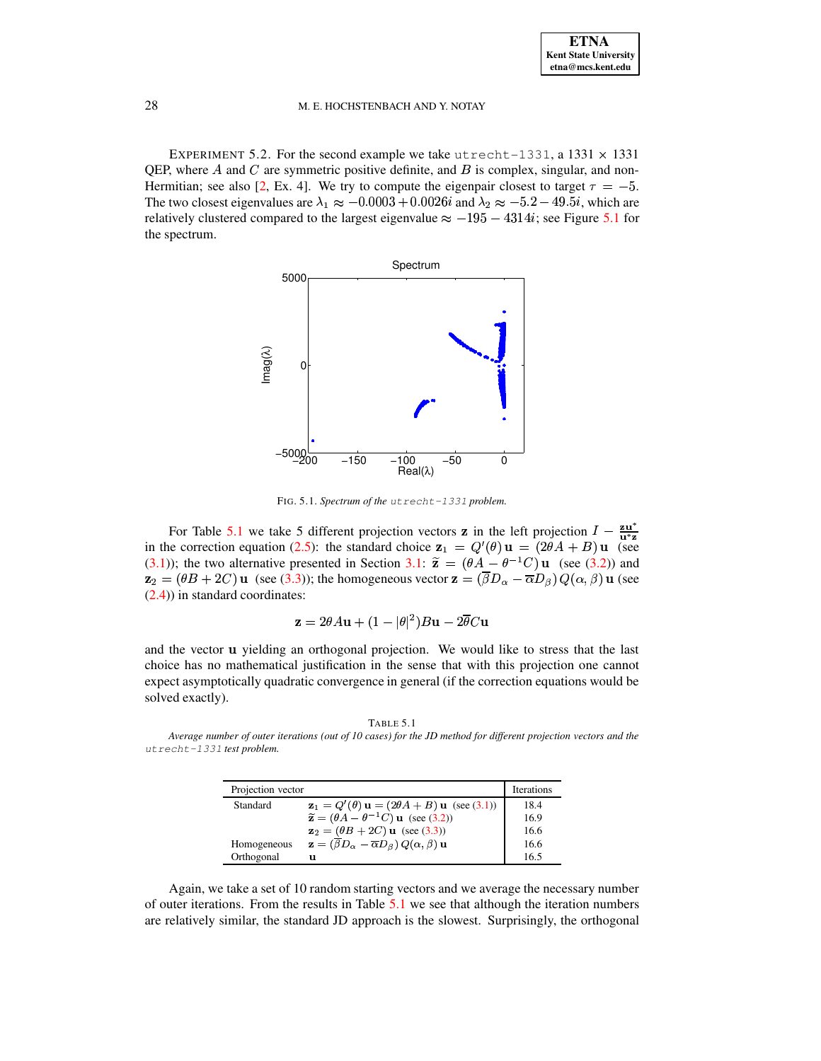EXPERIMENT 5.2. For the second example we take `utrecht-1331`, a $1331 \times 1331$ QEP, where $A$ and $C$ are symmetric positive definite, and $B$ is complex, singular, and non-Hermitian; see also [2, Ex. 4]. We try to compute the eigenpair closest to target $\tau = -5$. The two closest eigenvalues are $\lambda_1 \approx -0.0003 + 0.0026i$ and $\lambda_2 \approx -5.2 - 49.5i$, which are relatively clustered compared to the largest eigenvalue $\approx -195 - 4314i$; see Figure 5.1 for the spectrum.

FIG. 5.1. *Spectrum of the* `utrecht-1331` *problem.*

For Table 5.1 we take 5 different projection vectors $\mathbf{z}$ in the left projection $I - \frac{\mathbf{z}\mathbf{u}^*}{\mathbf{u}^*\mathbf{z}}$ in the correction equation (2.5): the standard choice $\mathbf{z}_1 = Q'(\theta)\,\mathbf{u} = (2\theta A + B)\,\mathbf{u}$ (see (3.1)); the two alternative presented in Section 3.1: $\widetilde{\mathbf{z}} = (\theta A - \theta^{-1} C)\,\mathbf{u}$ (see (3.2)) and $\mathbf{z}_2 = (\theta B + 2C)\,\mathbf{u}$ (see (3.3)); the homogeneous vector $\mathbf{z} = (\overline{\beta} D_\alpha - \overline{\alpha} D_\beta)\,Q(\alpha, \beta)\,\mathbf{u}$ (see (2.4)) in standard coordinates:

$$\mathbf{z} = 2\theta A\mathbf{u} + (1 - |\theta|^2) B\mathbf{u} - 2\overline{\theta} C\mathbf{u}$$

and the vector $\mathbf{u}$ yielding an orthogonal projection. We would like to stress that the last choice has no mathematical justification in the sense that with this projection one cannot expect asymptotically quadratic convergence in general (if the correction equations would be solved exactly).

TABLE 5.1
*Average number of outer iterations (out of 10 cases) for the JD method for different projection vectors and the* `utrecht-1331` *test problem.*

| Projection vector | | Iterations |
|---|---|---|
| Standard | $\mathbf{z}_1 = Q'(\theta)\,\mathbf{u} = (2\theta A + B)\,\mathbf{u}$ (see (3.1)) | 18.4 |
| | $\widetilde{\mathbf{z}} = (\theta A - \theta^{-1} C)\,\mathbf{u}$ (see (3.2)) | 16.9 |
| | $\mathbf{z}_2 = (\theta B + 2C)\,\mathbf{u}$ (see (3.3)) | 16.6 |
| Homogeneous | $\mathbf{z} = (\overline{\beta} D_\alpha - \overline{\alpha} D_\beta)\,Q(\alpha, \beta)\,\mathbf{u}$ | 16.6 |
| Orthogonal | $\mathbf{u}$ | 16.5 |

Again, we take a set of 10 random starting vectors and we average the necessary number of outer iterations. From the results in Table 5.1 we see that although the iteration numbers are relatively similar, the standard JD approach is the slowest. Surprisingly, the orthogonal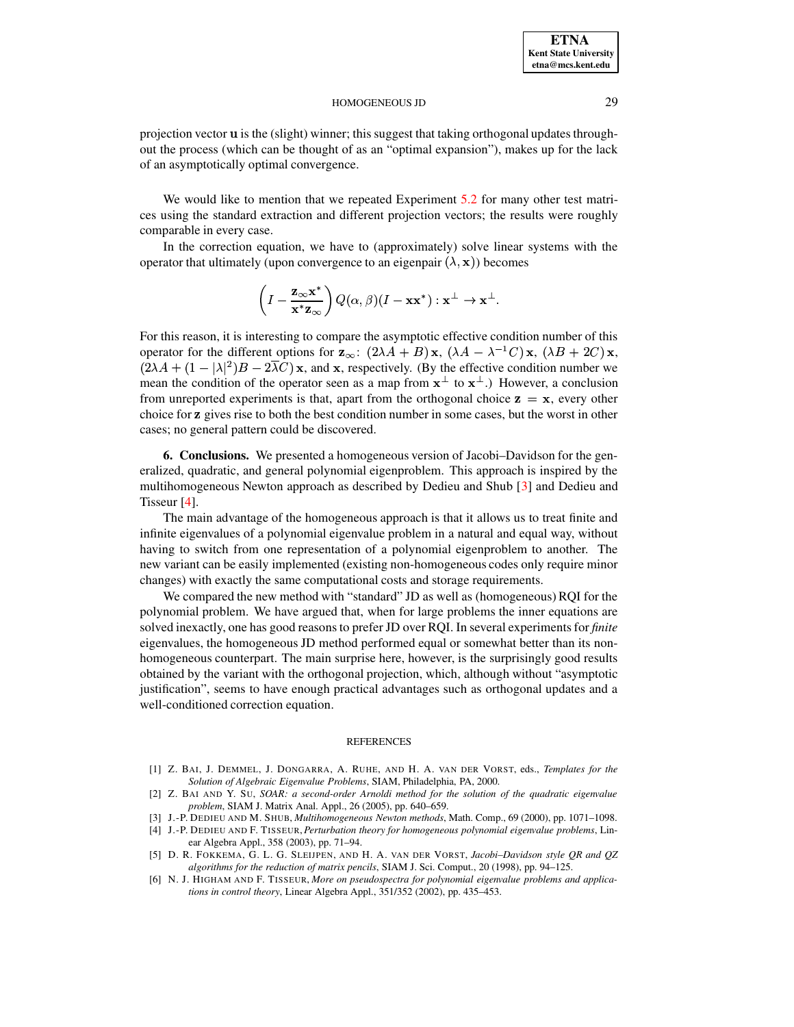projection vector $\mathbf{u}$ is the (slight) winner; this suggest that taking orthogonal updates throughout the process (which can be thought of as an "optimal expansion"), makes up for the lack of an asymptotically optimal convergence.

We would like to mention that we repeated Experiment 5.2 for many other test matrices using the standard extraction and different projection vectors; the results were roughly comparable in every case.

In the correction equation, we have to (approximately) solve linear systems with the operator that ultimately (upon convergence to an eigenpair $(\lambda, \mathbf{x})$) becomes

$$\left(I - \frac{\mathbf{z}_\infty \mathbf{x}^*}{\mathbf{x}^* \mathbf{z}_\infty}\right) Q(\alpha, \beta)(I - \mathbf{x}\mathbf{x}^*) : \mathbf{x}^\perp \to \mathbf{x}^\perp.$$

For this reason, it is interesting to compare the asymptotic effective condition number of this operator for the different options for $\mathbf{z}_\infty$: $(2\lambda A + B)\,\mathbf{x}$, $(\lambda A - \lambda^{-1} C)\,\mathbf{x}$, $(\lambda B + 2C)\,\mathbf{x}$, $(2\lambda A + (1 - |\lambda|^2)B - 2\overline{\lambda} C)\,\mathbf{x}$, and $\mathbf{x}$, respectively. (By the effective condition number we mean the condition of the operator seen as a map from $\mathbf{x}^\perp$ to $\mathbf{x}^\perp$.) However, a conclusion from unreported experiments is that, apart from the orthogonal choice $\mathbf{z} = \mathbf{x}$, every other choice for $\mathbf{z}$ gives rise to both the best condition number in some cases, but the worst in other cases; no general pattern could be discovered.

## 6. Conclusions.

We presented a homogeneous version of Jacobi–Davidson for the generalized, quadratic, and general polynomial eigenproblem. This approach is inspired by the multihomogeneous Newton approach as described by Dedieu and Shub [3] and Dedieu and Tisseur [4].

The main advantage of the homogeneous approach is that it allows us to treat finite and infinite eigenvalues of a polynomial eigenvalue problem in a natural and equal way, without having to switch from one representation of a polynomial eigenproblem to another. The new variant can be easily implemented (existing non-homogeneous codes only require minor changes) with exactly the same computational costs and storage requirements.

We compared the new method with "standard" JD as well as (homogeneous) RQI for the polynomial problem. We have argued that, when for large problems the inner equations are solved inexactly, one has good reasons to prefer JD over RQI. In several experiments for *finite* eigenvalues, the homogeneous JD method performed equal or somewhat better than its non-homogeneous counterpart. The main surprise here, however, is the surprisingly good results obtained by the variant with the orthogonal projection, which, although without "asymptotic justification", seems to have enough practical advantages such as orthogonal updates and a well-conditioned correction equation.

## REFERENCES

[1] Z. Bai, J. Demmel, J. Dongarra, A. Ruhe, and H. A. van der Vorst, eds., *Templates for the Solution of Algebraic Eigenvalue Problems*, SIAM, Philadelphia, PA, 2000.

[2] Z. Bai and Y. Su, *SOAR: a second-order Arnoldi method for the solution of the quadratic eigenvalue problem*, SIAM J. Matrix Anal. Appl., 26 (2005), pp. 640–659.

[3] J.-P. Dedieu and M. Shub, *Multihomogeneous Newton methods*, Math. Comp., 69 (2000), pp. 1071–1098.

[4] J.-P. Dedieu and F. Tisseur, *Perturbation theory for homogeneous polynomial eigenvalue problems*, Linear Algebra Appl., 358 (2003), pp. 71–94.

[5] D. R. Fokkema, G. L. G. Sleijpen, and H. A. van der Vorst, *Jacobi–Davidson style QR and QZ algorithms for the reduction of matrix pencils*, SIAM J. Sci. Comput., 20 (1998), pp. 94–125.

[6] N. J. Higham and F. Tisseur, *More on pseudospectra for polynomial eigenvalue problems and applications in control theory*, Linear Algebra Appl., 351/352 (2002), pp. 435–453.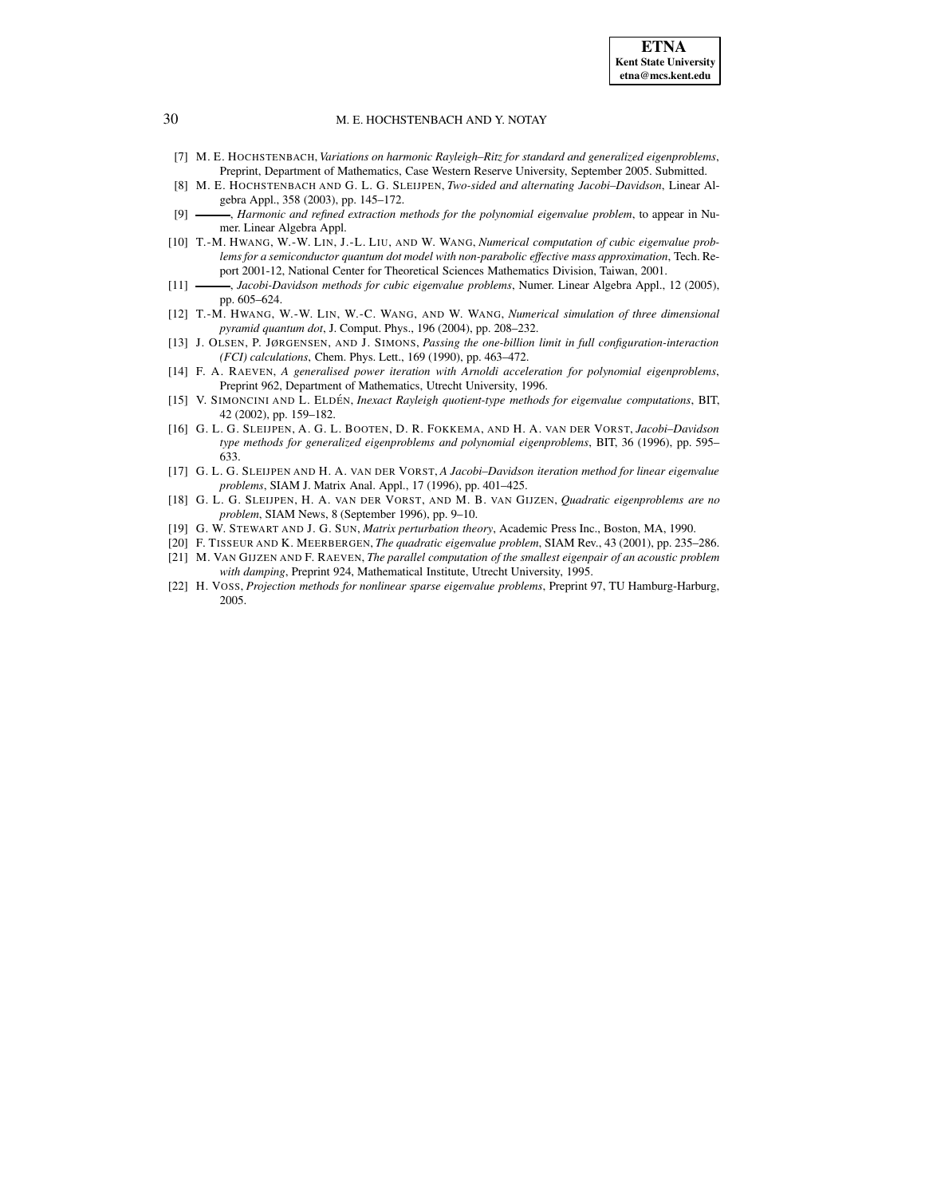[7] M. E. Hochstenbach, *Variations on harmonic Rayleigh–Ritz for standard and generalized eigenproblems*, Preprint, Department of Mathematics, Case Western Reserve University, September 2005. Submitted.

[8] M. E. Hochstenbach and G. L. G. Sleijpen, *Two-sided and alternating Jacobi–Davidson*, Linear Algebra Appl., 358 (2003), pp. 145–172.

[9] ———, *Harmonic and refined extraction methods for the polynomial eigenvalue problem*, to appear in Numer. Linear Algebra Appl.

[10] T.-M. Hwang, W.-W. Lin, J.-L. Liu, and W. Wang, *Numerical computation of cubic eigenvalue problems for a semiconductor quantum dot model with non-parabolic effective mass approximation*, Tech. Report 2001-12, National Center for Theoretical Sciences Mathematics Division, Taiwan, 2001.

[11] ———, *Jacobi-Davidson methods for cubic eigenvalue problems*, Numer. Linear Algebra Appl., 12 (2005), pp. 605–624.

[12] T.-M. Hwang, W.-W. Lin, W.-C. Wang, and W. Wang, *Numerical simulation of three dimensional pyramid quantum dot*, J. Comput. Phys., 196 (2004), pp. 208–232.

[13] J. Olsen, P. Jørgensen, and J. Simons, *Passing the one-billion limit in full configuration-interaction (FCI) calculations*, Chem. Phys. Lett., 169 (1990), pp. 463–472.

[14] F. A. Raeven, *A generalised power iteration with Arnoldi acceleration for polynomial eigenproblems*, Preprint 962, Department of Mathematics, Utrecht University, 1996.

[15] V. Simoncini and L. Eldén, *Inexact Rayleigh quotient-type methods for eigenvalue computations*, BIT, 42 (2002), pp. 159–182.

[16] G. L. G. Sleijpen, A. G. L. Booten, D. R. Fokkema, and H. A. van der Vorst, *Jacobi–Davidson type methods for generalized eigenproblems and polynomial eigenproblems*, BIT, 36 (1996), pp. 595–633.

[17] G. L. G. Sleijpen and H. A. van der Vorst, *A Jacobi–Davidson iteration method for linear eigenvalue problems*, SIAM J. Matrix Anal. Appl., 17 (1996), pp. 401–425.

[18] G. L. G. Sleijpen, H. A. van der Vorst, and M. B. van Gijzen, *Quadratic eigenproblems are no problem*, SIAM News, 8 (September 1996), pp. 9–10.

[19] G. W. Stewart and J. G. Sun, *Matrix perturbation theory*, Academic Press Inc., Boston, MA, 1990.

[20] F. Tisseur and K. Meerbergen, *The quadratic eigenvalue problem*, SIAM Rev., 43 (2001), pp. 235–286.

[21] M. van Gijzen and F. Raeven, *The parallel computation of the smallest eigenpair of an acoustic problem with damping*, Preprint 924, Mathematical Institute, Utrecht University, 1995.

[22] H. Voss, *Projection methods for nonlinear sparse eigenvalue problems*, Preprint 97, TU Hamburg-Harburg, 2005.